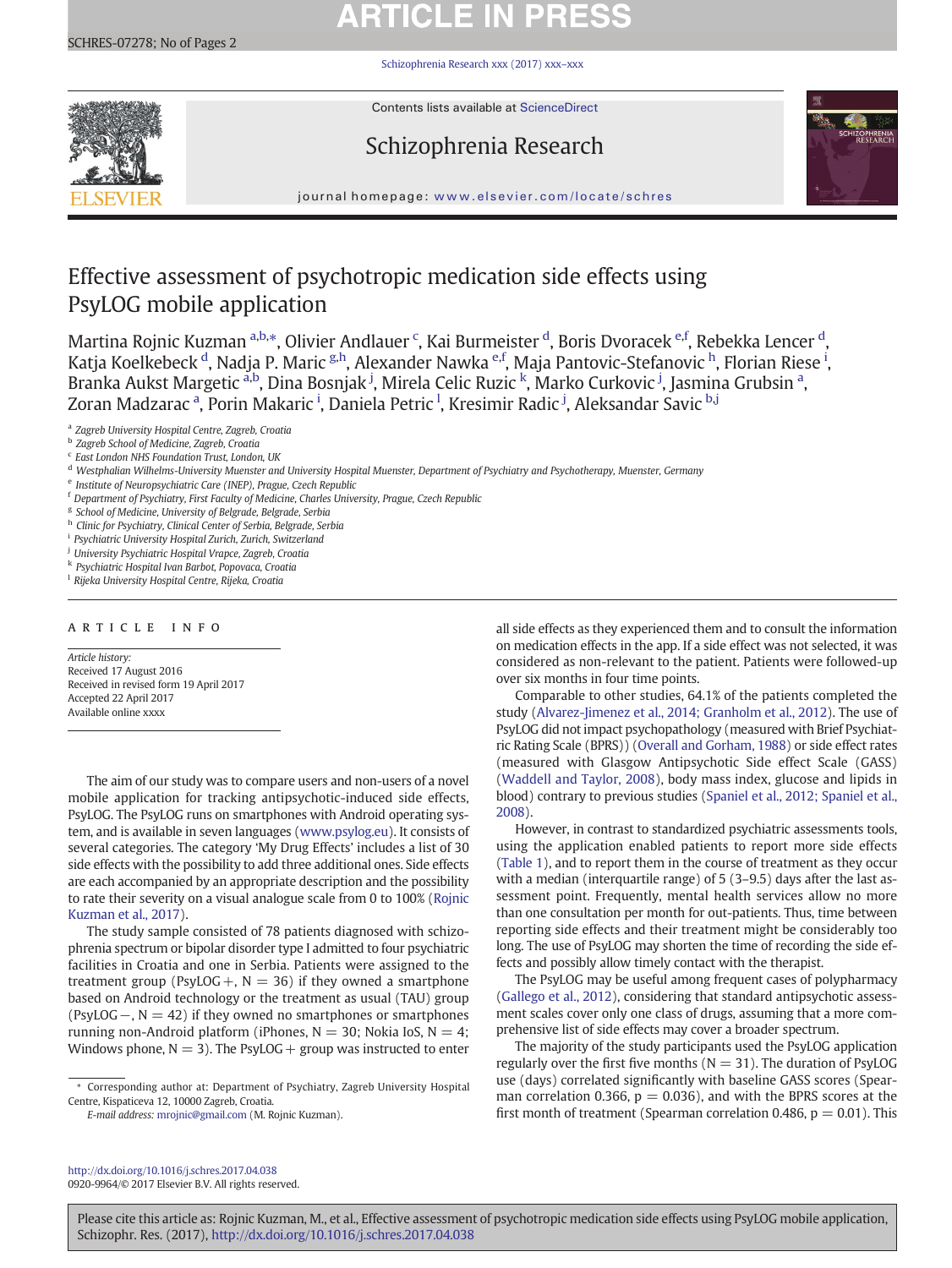# Effective assessment of psychotropic medication side effects using PsyLOG mobile application

Martina Rojnic Kuzman [a,b,*], Olivier Andlauer [c], Kai Burmeister [d], Boris Dvoracek [e,f], Rebekka Lencer [d], Katja Koelkebeck [d], Nadja P. Maric [g,h], Alexander Nawka [e,f], Maja Pantovic-Stefanovic [h], Florian Riese [i], Branka Aukst Margetic [a,b], Dina Bosnjak [j], Mirela Celic Ruzic [k], Marko Curkovic [j], Jasmina Grubsin [a], Zoran Madzarac [a], Porin Makaric [i], Daniela Petric [l], Kresimir Radic [j], Aleksandar Savic [b,j]

[a] Zagreb University Hospital Centre, Zagreb, Croatia
[b] Zagreb School of Medicine, Zagreb, Croatia
[c] East London NHS Foundation Trust, London, UK
[d] Westphalian Wilhelms-University Muenster and University Hospital Muenster, Department of Psychiatry and Psychotherapy, Muenster, Germany
[e] Institute of Neuropsychiatric Care (INEP), Prague, Czech Republic
[f] Department of Psychiatry, First Faculty of Medicine, Charles University, Prague, Czech Republic
[g] School of Medicine, University of Belgrade, Belgrade, Serbia
[h] Clinic for Psychiatry, Clinical Center of Serbia, Belgrade, Serbia
[i] Psychiatric University Hospital Zurich, Zurich, Switzerland
[j] University Psychiatric Hospital Vrapce, Zagreb, Croatia
[k] Psychiatric Hospital Ivan Barbot, Popovaca, Croatia
[l] Rijeka University Hospital Centre, Rijeka, Croatia

## ARTICLE INFO

*Article history:*
Received 17 August 2016
Received in revised form 19 April 2017
Accepted 22 April 2017
Available online xxxx

The aim of our study was to compare users and non-users of a novel mobile application for tracking antipsychotic-induced side effects, PsyLOG. The PsyLOG runs on smartphones with Android operating system, and is available in seven languages (www.psylog.eu). It consists of several categories. The category 'My Drug Effects' includes a list of 30 side effects with the possibility to add three additional ones. Side effects are each accompanied by an appropriate description and the possibility to rate their severity on a visual analogue scale from 0 to 100% (Rojnic Kuzman et al., 2017).

The study sample consisted of 78 patients diagnosed with schizophrenia spectrum or bipolar disorder type I admitted to four psychiatric facilities in Croatia and one in Serbia. Patients were assigned to the treatment group (PsyLOG+, N = 36) if they owned a smartphone based on Android technology or the treatment as usual (TAU) group (PsyLOG−, N = 42) if they owned no smartphones or smartphones running non-Android platform (iPhones, N = 30; Nokia IoS, N = 4; Windows phone, N = 3). The PsyLOG+ group was instructed to enter all side effects as they experienced them and to consult the information on medication effects in the app. If a side effect was not selected, it was considered as non-relevant to the patient. Patients were followed-up over six months in four time points.

Comparable to other studies, 64.1% of the patients completed the study (Alvarez-Jimenez et al., 2014; Granholm et al., 2012). The use of PsyLOG did not impact psychopathology (measured with Brief Psychiatric Rating Scale (BPRS)) (Overall and Gorham, 1988) or side effect rates (measured with Glasgow Antipsychotic Side effect Scale (GASS) (Waddell and Taylor, 2008), body mass index, glucose and lipids in blood) contrary to previous studies (Spaniel et al., 2012; Spaniel et al., 2008).

However, in contrast to standardized psychiatric assessments tools, using the application enabled patients to report more side effects (Table 1), and to report them in the course of treatment as they occur with a median (interquartile range) of 5 (3–9.5) days after the last assessment point. Frequently, mental health services allow no more than one consultation per month for out-patients. Thus, time between reporting side effects and their treatment might be considerably too long. The use of PsyLOG may shorten the time of recording the side effects and possibly allow timely contact with the therapist.

The PsyLOG may be useful among frequent cases of polypharmacy (Gallego et al., 2012), considering that standard antipsychotic assessment scales cover only one class of drugs, assuming that a more comprehensive list of side effects may cover a broader spectrum.

The majority of the study participants used the PsyLOG application regularly over the first five months (N = 31). The duration of PsyLOG use (days) correlated significantly with baseline GASS scores (Spearman correlation 0.366, $p = 0.036$), and with the BPRS scores at the first month of treatment (Spearman correlation 0.486, $p = 0.01$). This

\* Corresponding author at: Department of Psychiatry, Zagreb University Hospital Centre, Kispaticeva 12, 10000 Zagreb, Croatia.
*E-mail address:* mrojnic@gmail.com (M. Rojnic Kuzman).

http://dx.doi.org/10.1016/j.schres.2017.04.038
0920-9964/© 2017 Elsevier B.V. All rights reserved.

Please cite this article as: Rojnic Kuzman, M., et al., Effective assessment of psychotropic medication side effects using PsyLOG mobile application, Schizophr. Res. (2017), http://dx.doi.org/10.1016/j.schres.2017.04.038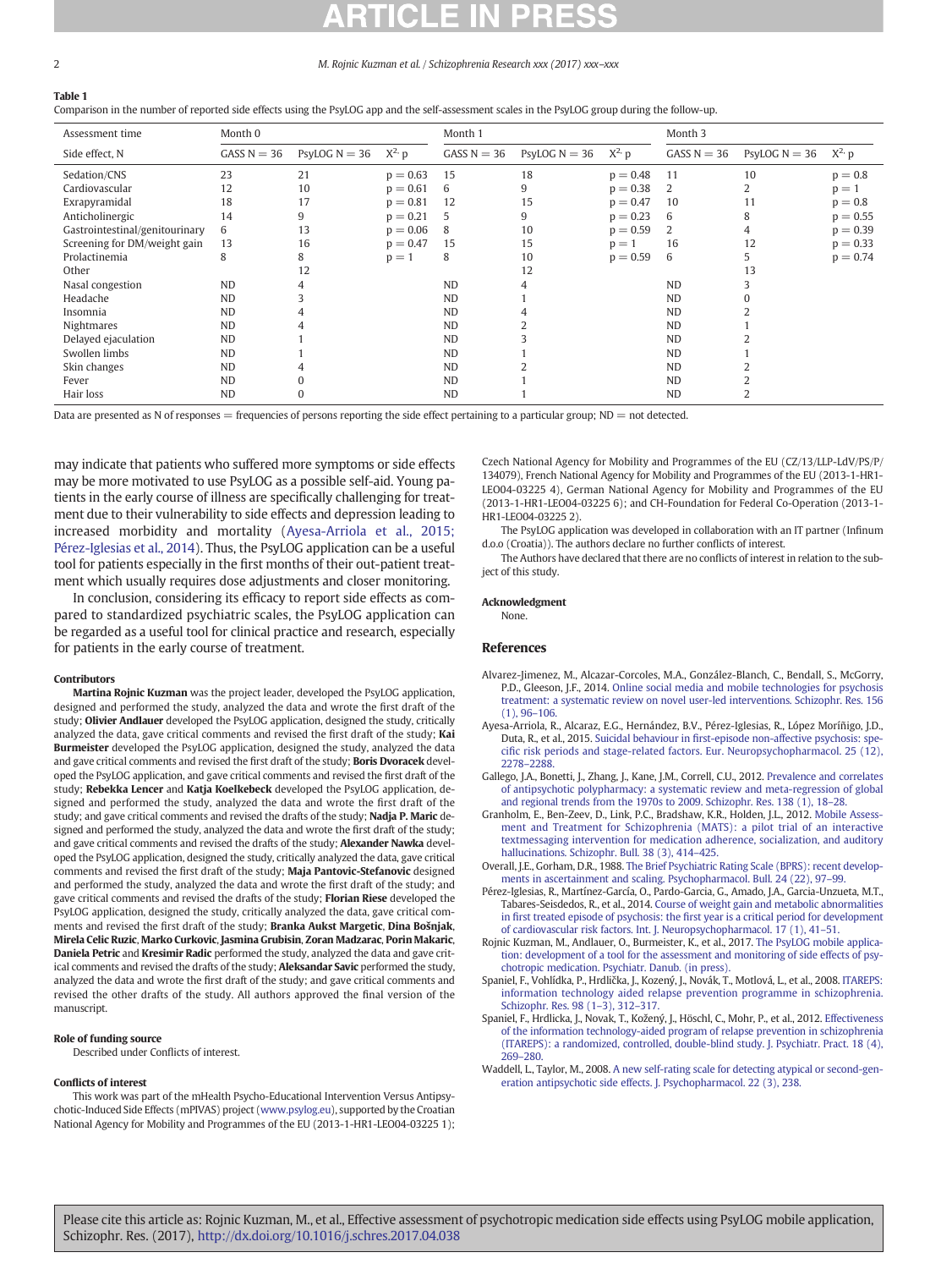**Table 1**
Comparison in the number of reported side effects using the PsyLOG app and the self-assessment scales in the PsyLOG group during the follow-up.

| Assessment time | Month 0 | | | Month 1 | | | Month 3 | | |
|---|---|---|---|---|---|---|---|---|---|
| Side effect, N | GASS N = 36 | PsyLOG N = 36 | $X^2$ p | GASS N = 36 | PsyLOG N = 36 | $X^2$ p | GASS N = 36 | PsyLOG N = 36 | $X^2$ p |
| Sedation/CNS | 23 | 21 | p = 0.63 | 15 | 18 | p = 0.48 | 11 | 10 | p = 0.8 |
| Cardiovascular | 12 | 10 | p = 0.61 | 6 | 9 | p = 0.38 | 2 | 2 | p = 1 |
| Exrapyramidal | 18 | 17 | p = 0.81 | 12 | 15 | p = 0.47 | 10 | 11 | p = 0.8 |
| Anticholinergic | 14 | 9 | p = 0.21 | 5 | 9 | p = 0.23 | 6 | 8 | p = 0.55 |
| Gastrointestinal/genitourinary | 6 | 13 | p = 0.06 | 8 | 10 | p = 0.59 | 2 | 4 | p = 0.39 |
| Screening for DM/weight gain | 13 | 16 | p = 0.47 | 15 | 15 | p = 1 | 16 | 12 | p = 0.33 |
| Prolactinemia | 8 | 8 | p = 1 | 8 | 10 | p = 0.59 | 6 | 5 | p = 0.74 |
| Other | | 12 | | | 12 | | | 13 | |
| Nasal congestion | ND | 4 | | ND | 4 | | ND | 3 | |
| Headache | ND | 3 | | ND | 1 | | ND | 0 | |
| Insomnia | ND | 4 | | ND | 4 | | ND | 2 | |
| Nightmares | ND | 4 | | ND | 2 | | ND | 1 | |
| Delayed ejaculation | ND | 1 | | ND | 3 | | ND | 2 | |
| Swollen limbs | ND | 1 | | ND | 1 | | ND | 1 | |
| Skin changes | ND | 4 | | ND | 2 | | ND | 2 | |
| Fever | ND | 0 | | ND | 1 | | ND | 2 | |
| Hair loss | ND | 0 | | ND | 1 | | ND | 2 | |

Data are presented as N of responses = frequencies of persons reporting the side effect pertaining to a particular group; ND = not detected.

may indicate that patients who suffered more symptoms or side effects may be more motivated to use PsyLOG as a possible self-aid. Young patients in the early course of illness are specifically challenging for treatment due to their vulnerability to side effects and depression leading to increased morbidity and mortality (Ayesa-Arriola et al., 2015; Pérez-Iglesias et al., 2014). Thus, the PsyLOG application can be a useful tool for patients especially in the first months of their out-patient treatment which usually requires dose adjustments and closer monitoring.

In conclusion, considering its efficacy to report side effects as compared to standardized psychiatric scales, the PsyLOG application can be regarded as a useful tool for clinical practice and research, especially for patients in the early course of treatment.

#### Contributors

**Martina Rojnic Kuzman** was the project leader, developed the PsyLOG application, designed and performed the study, analyzed the data and wrote the first draft of the study; **Olivier Andlauer** developed the PsyLOG application, designed the study, critically analyzed the data, gave critical comments and revised the first draft of the study; **Kai Burmeister** developed the PsyLOG application, designed the study, analyzed the data and gave critical comments and revised the first draft of the study; **Boris Dvoracek** developed the PsyLOG application, and gave critical comments and revised the first draft of the study; **Rebekka Lencer** and **Katja Koelkebeck** developed the PsyLOG application, designed and performed the study, analyzed the data and wrote the first draft of the study; and gave critical comments and revised the drafts of the study; **Nadja P. Maric** designed and performed the study, analyzed the data and wrote the first draft of the study; and gave critical comments and revised the drafts of the study; **Alexander Nawka** developed the PsyLOG application, designed the study, critically analyzed the data, gave critical comments and revised the first draft of the study; **Maja Pantovic-Stefanovic** designed and performed the study, analyzed the data and wrote the first draft of the study; and gave critical comments and revised the drafts of the study; **Florian Riese** developed the PsyLOG application, designed the study, critically analyzed the data, gave critical comments and revised the first draft of the study; **Branka Aukst Margetic**, **Dina Bošnjak**, **Mirela Celic Ruzic**, **Marko Curkovic**, **Jasmina Grubisin**, **Zoran Madzarac**, **Porin Makaric**, **Daniela Petric** and **Kresimir Radic** performed the study, analyzed the data and gave critical comments and revised the drafts of the study; **Aleksandar Savic** performed the study, analyzed the data and wrote the first draft of the study; and gave critical comments and revised the other drafts of the study. All authors approved the final version of the manuscript.

#### Role of funding source

Described under Conflicts of interest.

#### Conflicts of interest

This work was part of the mHealth Psycho-Educational Intervention Versus Antipsychotic-Induced Side Effects (mPIVAS) project (www.psylog.eu), supported by the Croatian National Agency for Mobility and Programmes of the EU (2013-1-HR1-LEO04-03225 1); Czech National Agency for Mobility and Programmes of the EU (CZ/13/LLP-LdV/PS/P/134079), French National Agency for Mobility and Programmes of the EU (2013-1-HR1-LEO04-03225 4), German National Agency for Mobility and Programmes of the EU (2013-1-HR1-LEO04-03225 6); and CH-Foundation for Federal Co-Operation (2013-1-HR1-LEO04-03225 2).

The PsyLOG application was developed in collaboration with an IT partner (Infinum d.o.o (Croatia)). The authors declare no further conflicts of interest.

The Authors have declared that there are no conflicts of interest in relation to the subject of this study.

#### Acknowledgment

None.

### References

Alvarez-Jimenez, M., Alcazar-Corcoles, M.A., González-Blanch, C., Bendall, S., McGorry, P.D., Gleeson, J.F., 2014. Online social media and mobile technologies for psychosis treatment: a systematic review on novel user-led interventions. Schizophr. Res. 156 (1), 96–106.

Ayesa-Arriola, R., Alcaraz, E.G., Hernández, B.V., Pérez-Iglesias, R., López Moríñigo, J.D., Duta, R., et al., 2015. Suicidal behaviour in first-episode non-affective psychosis: specific risk periods and stage-related factors. Eur. Neuropsychopharmacol. 25 (12), 2278–2288.

Gallego, J.A., Bonetti, J., Zhang, J., Kane, J.M., Correll, C.U., 2012. Prevalence and correlates of antipsychotic polypharmacy: a systematic review and meta-regression of global and regional trends from the 1970s to 2009. Schizophr. Res. 138 (1), 18–28.

Granholm, E., Ben-Zeev, D., Link, P.C., Bradshaw, K.R., Holden, J.L., 2012. Mobile Assessment and Treatment for Schizophrenia (MATS): a pilot trial of an interactive textmessaging intervention for medication adherence, socialization, and auditory hallucinations. Schizophr. Bull. 38 (3), 414–425.

Overall, J.E., Gorham, D.R., 1988. The Brief Psychiatric Rating Scale (BPRS): recent developments in ascertainment and scaling. Psychopharmacol. Bull. 24 (22), 97–99.

Pérez-Iglesias, R., Martínez-García, O., Pardo-Garcia, G., Amado, J.A., Garcia-Unzueta, M.T., Tabares-Seisdedos, R., et al., 2014. Course of weight gain and metabolic abnormalities in first treated episode of psychosis: the first year is a critical period for development of cardiovascular risk factors. Int. J. Neuropsychopharmacol. 17 (1), 41–51.

Rojnic Kuzman, M., Andlauer, O., Burmeister, K., et al., 2017. The PsyLOG mobile application: development of a tool for the assessment and monitoring of side effects of psychotropic medication. Psychiatr. Danub. (in press).

Spaniel, F., Vohlídka, P., Hrdlička, J., Kozený, J., Novák, T., Motlová, L., et al., 2008. ITAREPS: information technology aided relapse prevention programme in schizophrenia. Schizophr. Res. 98 (1–3), 312–317.

Spaniel, F., Hrdlicka, J., Novak, T., Kožený, J., Höschl, C., Mohr, P., et al., 2012. Effectiveness of the information technology-aided program of relapse prevention in schizophrenia (ITAREPS): a randomized, controlled, double-blind study. J. Psychiatr. Pract. 18 (4), 269–280.

Waddell, L., Taylor, M., 2008. A new self-rating scale for detecting atypical or second-generation antipsychotic side effects. J. Psychopharmacol. 22 (3), 238.

Please cite this article as: Rojnic Kuzman, M., et al., Effective assessment of psychotropic medication side effects using PsyLOG mobile application, Schizophr. Res. (2017), http://dx.doi.org/10.1016/j.schres.2017.04.038